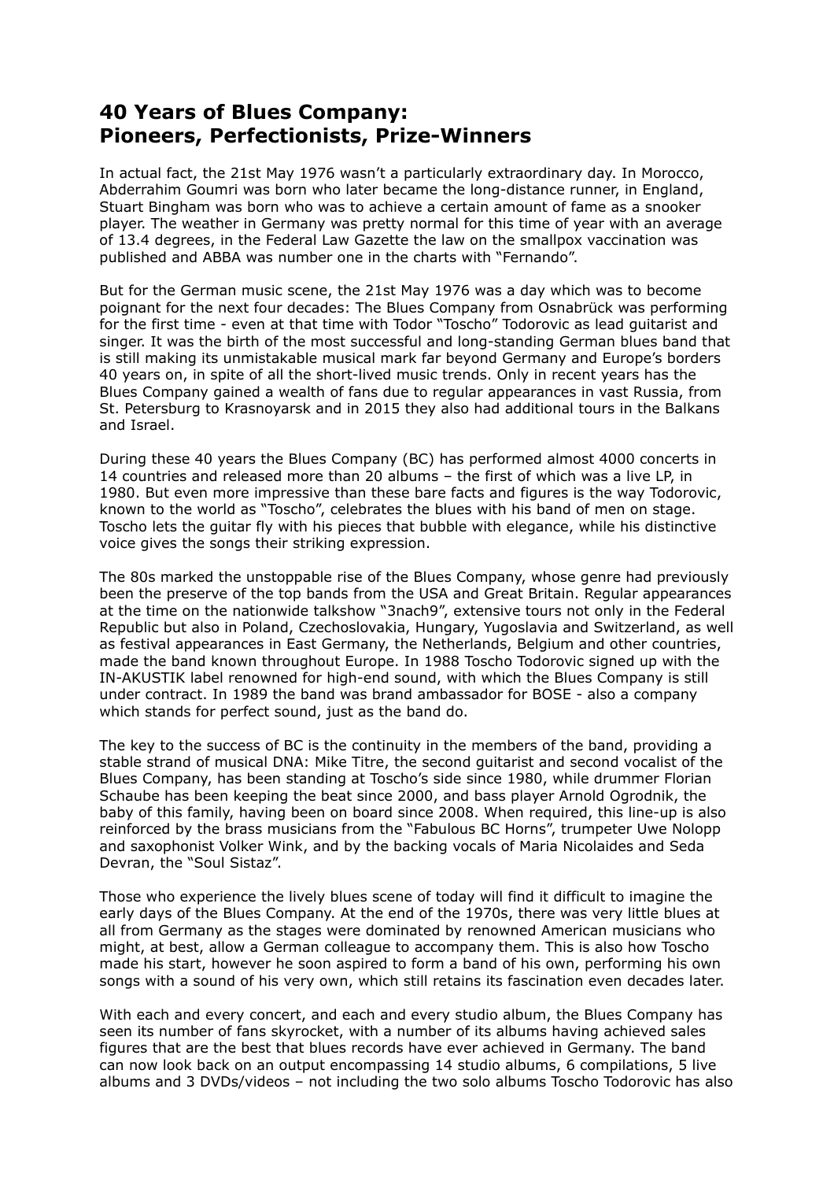# 40 Years of Blues Company: Pioneers, Perfectionists, Prize-Winners

In actual fact, the 21st May 1976 wasn't a particularly extraordinary day. In Morocco, Abderrahim Goumri was born who later became the long-distance runner, in England, Stuart Bingham was born who was to achieve a certain amount of fame as a snooker player. The weather in Germany was pretty normal for this time of year with an average of 13.4 degrees, in the Federal Law Gazette the law on the smallpox vaccination was published and ABBA was number one in the charts with "Fernando".

But for the German music scene, the 21st May 1976 was a day which was to become poignant for the next four decades: The Blues Company from Osnabrück was performing for the first time - even at that time with Todor "Toscho" Todorovic as lead guitarist and singer. It was the birth of the most successful and long-standing German blues band that is still making its unmistakable musical mark far beyond Germany and Europe's borders 40 years on, in spite of all the short-lived music trends. Only in recent years has the Blues Company gained a wealth of fans due to regular appearances in vast Russia, from St. Petersburg to Krasnoyarsk and in 2015 they also had additional tours in the Balkans and Israel.

During these 40 years the Blues Company (BC) has performed almost 4000 concerts in 14 countries and released more than 20 albums – the first of which was a live LP, in 1980. But even more impressive than these bare facts and figures is the way Todorovic, known to the world as "Toscho", celebrates the blues with his band of men on stage. Toscho lets the guitar fly with his pieces that bubble with elegance, while his distinctive voice gives the songs their striking expression.

The 80s marked the unstoppable rise of the Blues Company, whose genre had previously been the preserve of the top bands from the USA and Great Britain. Regular appearances at the time on the nationwide talkshow "3nach9", extensive tours not only in the Federal Republic but also in Poland, Czechoslovakia, Hungary, Yugoslavia and Switzerland, as well as festival appearances in East Germany, the Netherlands, Belgium and other countries, made the band known throughout Europe. In 1988 Toscho Todorovic signed up with the IN-AKUSTIK label renowned for high-end sound, with which the Blues Company is still under contract. In 1989 the band was brand ambassador for BOSE - also a company which stands for perfect sound, just as the band do.

The key to the success of BC is the continuity in the members of the band, providing a stable strand of musical DNA: Mike Titre, the second guitarist and second vocalist of the Blues Company, has been standing at Toscho's side since 1980, while drummer Florian Schaube has been keeping the beat since 2000, and bass player Arnold Ogrodnik, the baby of this family, having been on board since 2008. When required, this line-up is also reinforced by the brass musicians from the "Fabulous BC Horns", trumpeter Uwe Nolopp and saxophonist Volker Wink, and by the backing vocals of Maria Nicolaides and Seda Devran, the "Soul Sistaz".

Those who experience the lively blues scene of today will find it difficult to imagine the early days of the Blues Company. At the end of the 1970s, there was very little blues at all from Germany as the stages were dominated by renowned American musicians who might, at best, allow a German colleague to accompany them. This is also how Toscho made his start, however he soon aspired to form a band of his own, performing his own songs with a sound of his very own, which still retains its fascination even decades later.

With each and every concert, and each and every studio album, the Blues Company has seen its number of fans skyrocket, with a number of its albums having achieved sales figures that are the best that blues records have ever achieved in Germany. The band can now look back on an output encompassing 14 studio albums, 6 compilations, 5 live albums and 3 DVDs/videos – not including the two solo albums Toscho Todorovic has also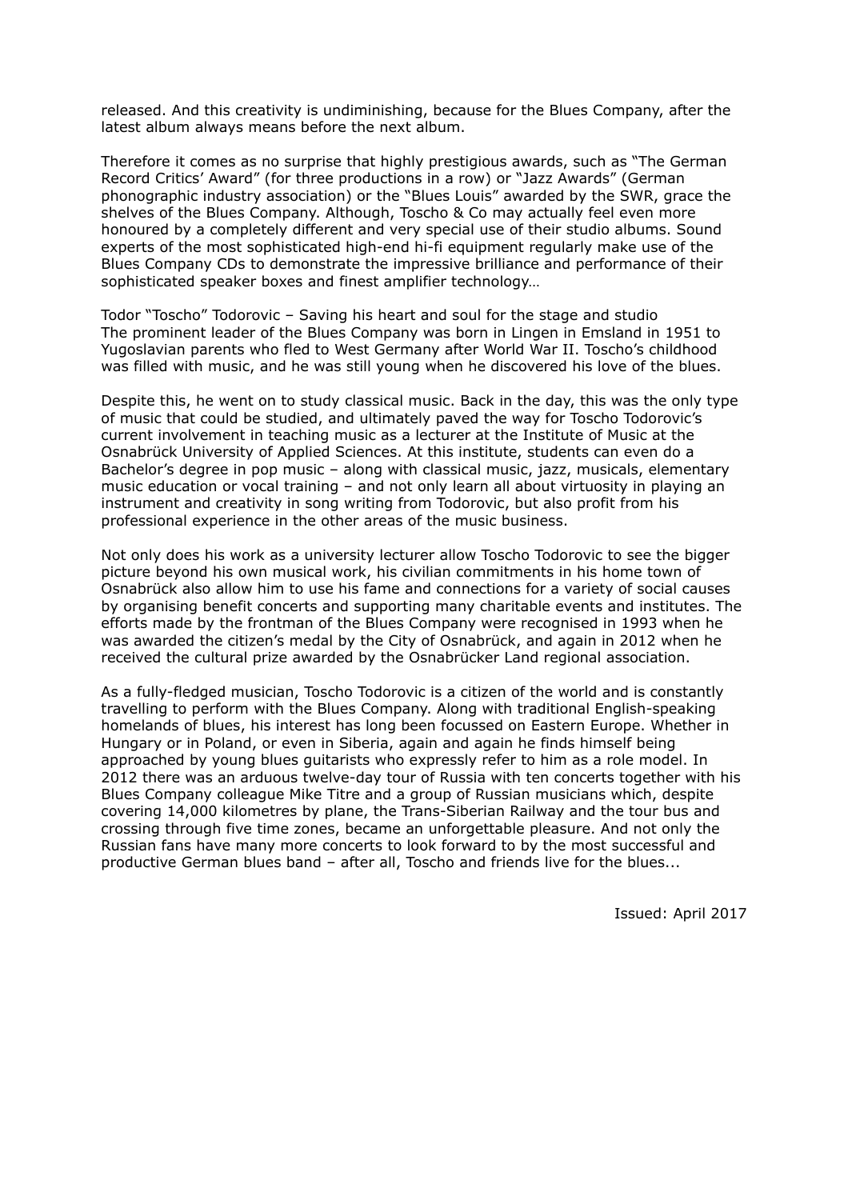released. And this creativity is undiminishing, because for the Blues Company, after the latest album always means before the next album.

Therefore it comes as no surprise that highly prestigious awards, such as "The German Record Critics' Award" (for three productions in a row) or "Jazz Awards" (German phonographic industry association) or the "Blues Louis" awarded by the SWR, grace the shelves of the Blues Company. Although, Toscho & Co may actually feel even more honoured by a completely different and very special use of their studio albums. Sound experts of the most sophisticated high-end hi-fi equipment regularly make use of the Blues Company CDs to demonstrate the impressive brilliance and performance of their sophisticated speaker boxes and finest amplifier technology…

Todor "Toscho" Todorovic – Saving his heart and soul for the stage and studio
The prominent leader of the Blues Company was born in Lingen in Emsland in 1951 to Yugoslavian parents who fled to West Germany after World War II. Toscho's childhood was filled with music, and he was still young when he discovered his love of the blues.

Despite this, he went on to study classical music. Back in the day, this was the only type of music that could be studied, and ultimately paved the way for Toscho Todorovic's current involvement in teaching music as a lecturer at the Institute of Music at the Osnabrück University of Applied Sciences. At this institute, students can even do a Bachelor's degree in pop music – along with classical music, jazz, musicals, elementary music education or vocal training – and not only learn all about virtuosity in playing an instrument and creativity in song writing from Todorovic, but also profit from his professional experience in the other areas of the music business.

Not only does his work as a university lecturer allow Toscho Todorovic to see the bigger picture beyond his own musical work, his civilian commitments in his home town of Osnabrück also allow him to use his fame and connections for a variety of social causes by organising benefit concerts and supporting many charitable events and institutes. The efforts made by the frontman of the Blues Company were recognised in 1993 when he was awarded the citizen's medal by the City of Osnabrück, and again in 2012 when he received the cultural prize awarded by the Osnabrücker Land regional association.

As a fully-fledged musician, Toscho Todorovic is a citizen of the world and is constantly travelling to perform with the Blues Company. Along with traditional English-speaking homelands of blues, his interest has long been focussed on Eastern Europe. Whether in Hungary or in Poland, or even in Siberia, again and again he finds himself being approached by young blues guitarists who expressly refer to him as a role model. In 2012 there was an arduous twelve-day tour of Russia with ten concerts together with his Blues Company colleague Mike Titre and a group of Russian musicians which, despite covering 14,000 kilometres by plane, the Trans-Siberian Railway and the tour bus and crossing through five time zones, became an unforgettable pleasure. And not only the Russian fans have many more concerts to look forward to by the most successful and productive German blues band – after all, Toscho and friends live for the blues...

Issued: April 2017